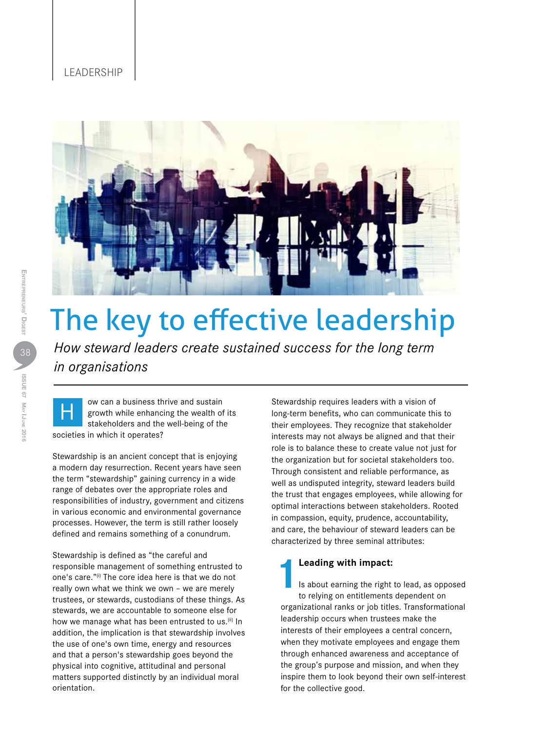LEADERSHIP

# The key to effective leadership

*How steward leaders create sustained success for the long term in organisations*

How can a business thrive and sustain growth while enhancing the wealth of its stakeholders and the well-being of the societies in which it operates?

Stewardship is an ancient concept that is enjoying a modern day resurrection. Recent years have seen the term "stewardship" gaining currency in a wide range of debates over the appropriate roles and responsibilities of industry, government and citizens in various economic and environmental governance processes. However, the term is still rather loosely defined and remains something of a conundrum.

Stewardship is defined as "the careful and responsible management of something entrusted to one's care."[i] The core idea here is that we do not really own what we think we own – we are merely trustees, or stewards, custodians of these things. As stewards, we are accountable to someone else for how we manage what has been entrusted to us.[ii] In addition, the implication is that stewardship involves the use of one's own time, energy and resources and that a person's stewardship goes beyond the physical into cognitive, attitudinal and personal matters supported distinctly by an individual moral orientation.

Stewardship requires leaders with a vision of long-term benefits, who can communicate this to their employees. They recognize that stakeholder interests may not always be aligned and that their role is to balance these to create value not just for the organization but for societal stakeholders too. Through consistent and reliable performance, as well as undisputed integrity, steward leaders build the trust that engages employees, while allowing for optimal interactions between stakeholders. Rooted in compassion, equity, prudence, accountability, and care, the behaviour of steward leaders can be characterized by three seminal attributes:

**1 Leading with impact:**

Is about earning the right to lead, as opposed to relying on entitlements dependent on organizational ranks or job titles. Transformational leadership occurs when trustees make the interests of their employees a central concern, when they motivate employees and engage them through enhanced awareness and acceptance of the group's purpose and mission, and when they inspire them to look beyond their own self-interest for the collective good.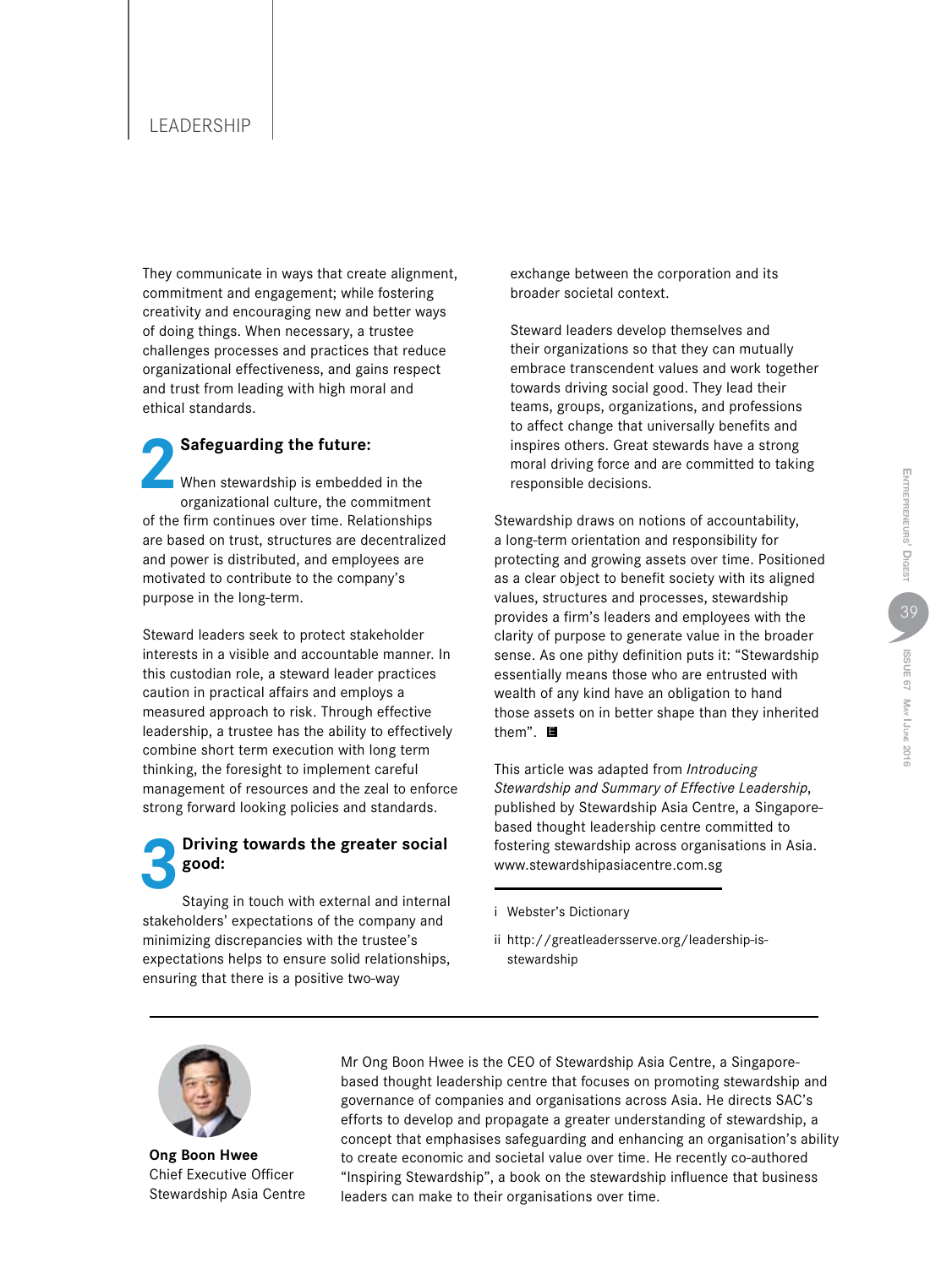They communicate in ways that create alignment, commitment and engagement; while fostering creativity and encouraging new and better ways of doing things. When necessary, a trustee challenges processes and practices that reduce organizational effectiveness, and gains respect and trust from leading with high moral and ethical standards.

## 2 Safeguarding the future:

When stewardship is embedded in the organizational culture, the commitment of the firm continues over time. Relationships are based on trust, structures are decentralized and power is distributed, and employees are motivated to contribute to the company's purpose in the long-term.

Steward leaders seek to protect stakeholder interests in a visible and accountable manner. In this custodian role, a steward leader practices caution in practical affairs and employs a measured approach to risk. Through effective leadership, a trustee has the ability to effectively combine short term execution with long term thinking, the foresight to implement careful management of resources and the zeal to enforce strong forward looking policies and standards.

## 3 Driving towards the greater social good:

Staying in touch with external and internal stakeholders' expectations of the company and minimizing discrepancies with the trustee's expectations helps to ensure solid relationships, ensuring that there is a positive two-way exchange between the corporation and its broader societal context.

Steward leaders develop themselves and their organizations so that they can mutually embrace transcendent values and work together towards driving social good. They lead their teams, groups, organizations, and professions to affect change that universally benefits and inspires others. Great stewards have a strong moral driving force and are committed to taking responsible decisions.

Stewardship draws on notions of accountability, a long-term orientation and responsibility for protecting and growing assets over time. Positioned as a clear object to benefit society with its aligned values, structures and processes, stewardship provides a firm's leaders and employees with the clarity of purpose to generate value in the broader sense. As one pithy definition puts it: "Stewardship essentially means those who are entrusted with wealth of any kind have an obligation to hand those assets on in better shape than they inherited them".

This article was adapted from *Introducing Stewardship and Summary of Effective Leadership*, published by Stewardship Asia Centre, a Singapore-based thought leadership centre committed to fostering stewardship across organisations in Asia. www.stewardshipasiacentre.com.sg

---

i Webster's Dictionary

ii http://greatleadersserve.org/leadership-is-stewardship

---

**Ong Boon Hwee**
Chief Executive Officer
Stewardship Asia Centre

Mr Ong Boon Hwee is the CEO of Stewardship Asia Centre, a Singapore-based thought leadership centre that focuses on promoting stewardship and governance of companies and organisations across Asia. He directs SAC's efforts to develop and propagate a greater understanding of stewardship, a concept that emphasises safeguarding and enhancing an organisation's ability to create economic and societal value over time. He recently co-authored "Inspiring Stewardship", a book on the stewardship influence that business leaders can make to their organisations over time.